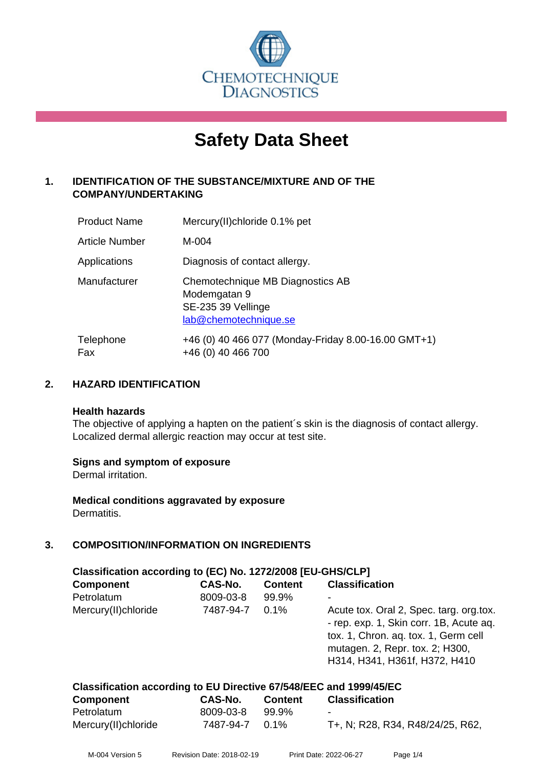CHEMOTECHNIQUE DIAGNOSTICS

# Safety Data Sheet

## 1. IDENTIFICATION OF THE SUBSTANCE/MIXTURE AND OF THE COMPANY/UNDERTAKING

| | |
|---|---|
| Product Name | Mercury(II)chloride 0.1% pet |
| Article Number | M-004 |
| Applications | Diagnosis of contact allergy. |
| Manufacturer | Chemotechnique MB Diagnostics AB<br>Modemgatan 9<br>SE-235 39 Vellinge<br>lab@chemotechnique.se |
| Telephone<br>Fax | +46 (0) 40 466 077 (Monday-Friday 8.00-16.00 GMT+1)<br>+46 (0) 40 466 700 |

## 2. HAZARD IDENTIFICATION

**Health hazards**

The objective of applying a hapten on the patient´s skin is the diagnosis of contact allergy. Localized dermal allergic reaction may occur at test site.

**Signs and symptom of exposure**

Dermal irritation.

**Medical conditions aggravated by exposure**

Dermatitis.

## 3. COMPOSITION/INFORMATION ON INGREDIENTS

**Classification according to (EC) No. 1272/2008 [EU-GHS/CLP]**

| Component | CAS-No. | Content | Classification |
|---|---|---|---|
| Petrolatum | 8009-03-8 | 99.9% | - |
| Mercury(II)chloride | 7487-94-7 | 0.1% | Acute tox. Oral 2, Spec. targ. org.tox. - rep. exp. 1, Skin corr. 1B, Acute aq. tox. 1, Chron. aq. tox. 1, Germ cell mutagen. 2, Repr. tox. 2; H300, H314, H341, H361f, H372, H410 |

**Classification according to EU Directive 67/548/EEC and 1999/45/EC**

| Component | CAS-No. | Content | Classification |
|---|---|---|---|
| Petrolatum | 8009-03-8 | 99.9% | - |
| Mercury(II)chloride | 7487-94-7 | 0.1% | T+, N; R28, R34, R48/24/25, R62, |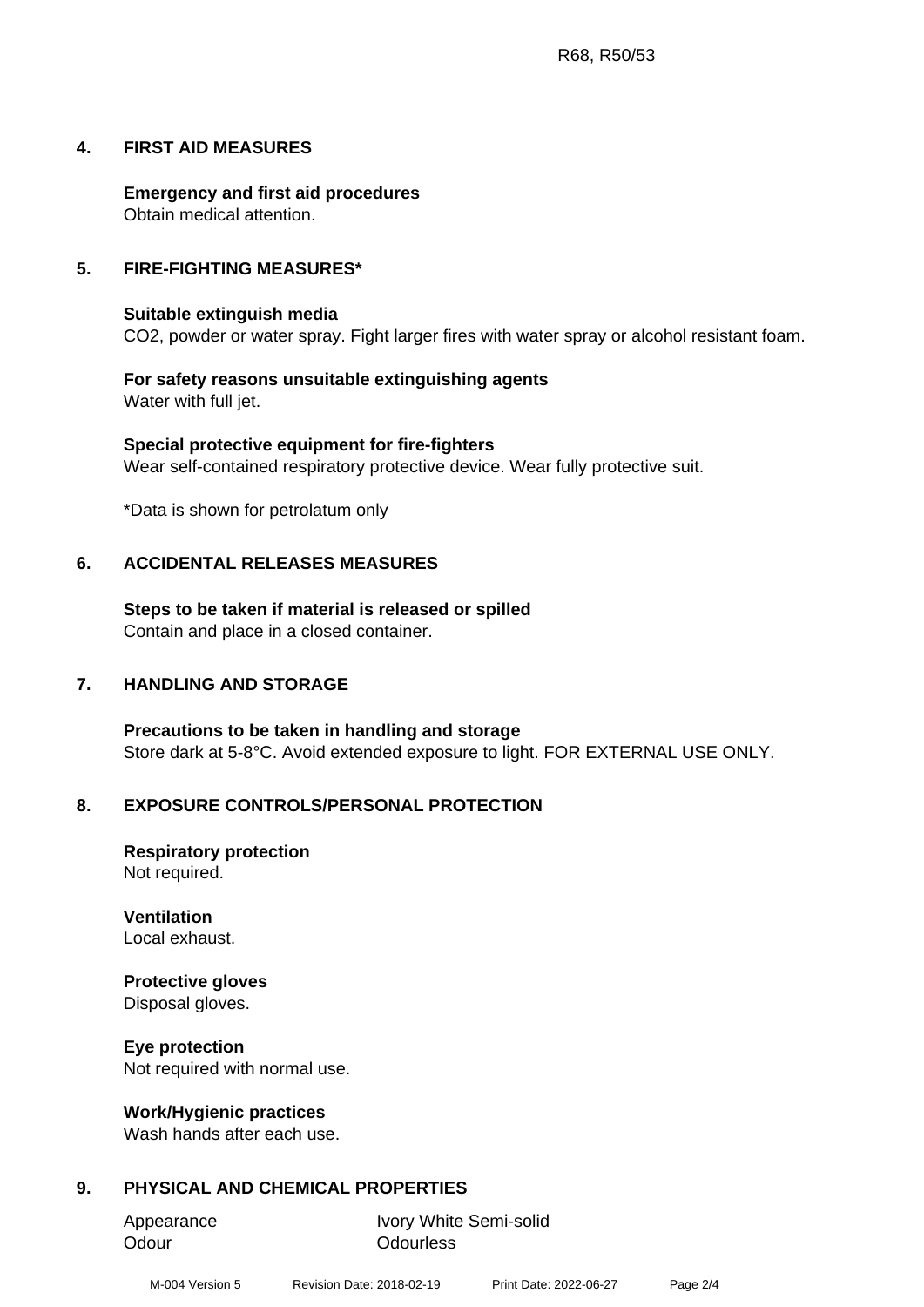R68, R50/53

## 4. FIRST AID MEASURES

**Emergency and first aid procedures**
Obtain medical attention.

## 5. FIRE-FIGHTING MEASURES*

**Suitable extinguish media**
$CO_2$, powder or water spray. Fight larger fires with water spray or alcohol resistant foam.

**For safety reasons unsuitable extinguishing agents**
Water with full jet.

**Special protective equipment for fire-fighters**
Wear self-contained respiratory protective device. Wear fully protective suit.

*Data is shown for petrolatum only

## 6. ACCIDENTAL RELEASES MEASURES

**Steps to be taken if material is released or spilled**
Contain and place in a closed container.

## 7. HANDLING AND STORAGE

**Precautions to be taken in handling and storage**
Store dark at 5-8°C. Avoid extended exposure to light. FOR EXTERNAL USE ONLY.

## 8. EXPOSURE CONTROLS/PERSONAL PROTECTION

**Respiratory protection**
Not required.

**Ventilation**
Local exhaust.

**Protective gloves**
Disposal gloves.

**Eye protection**
Not required with normal use.

**Work/Hygienic practices**
Wash hands after each use.

## 9. PHYSICAL AND CHEMICAL PROPERTIES

| | |
|---|---|
| Appearance | Ivory White Semi-solid |
| Odour | Odourless |

M-004 Version 5    Revision Date: 2018-02-19    Print Date: 2022-06-27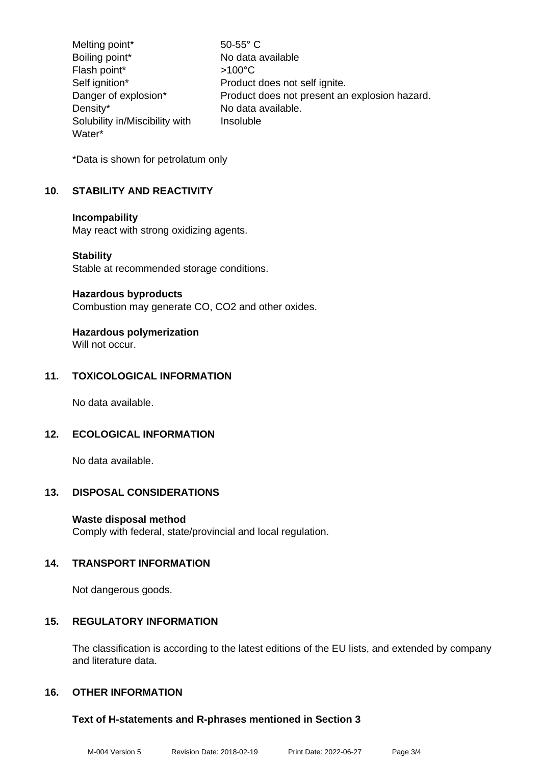| | |
|---|---|
| Melting point* | 50-55° C |
| Boiling point* | No data available |
| Flash point* | >100°C |
| Self ignition* | Product does not self ignite. |
| Danger of explosion* | Product does not present an explosion hazard. |
| Density* | No data available. |
| Solubility in/Miscibility with Water* | Insoluble |

*Data is shown for petrolatum only

## 10. STABILITY AND REACTIVITY

**Incompability**
May react with strong oxidizing agents.

**Stability**
Stable at recommended storage conditions.

**Hazardous byproducts**
Combustion may generate CO, $CO_2$ and other oxides.

**Hazardous polymerization**
Will not occur.

## 11. TOXICOLOGICAL INFORMATION

No data available.

## 12. ECOLOGICAL INFORMATION

No data available.

## 13. DISPOSAL CONSIDERATIONS

**Waste disposal method**
Comply with federal, state/provincial and local regulation.

## 14. TRANSPORT INFORMATION

Not dangerous goods.

## 15. REGULATORY INFORMATION

The classification is according to the latest editions of the EU lists, and extended by company and literature data.

## 16. OTHER INFORMATION

**Text of H-statements and R-phrases mentioned in Section 3**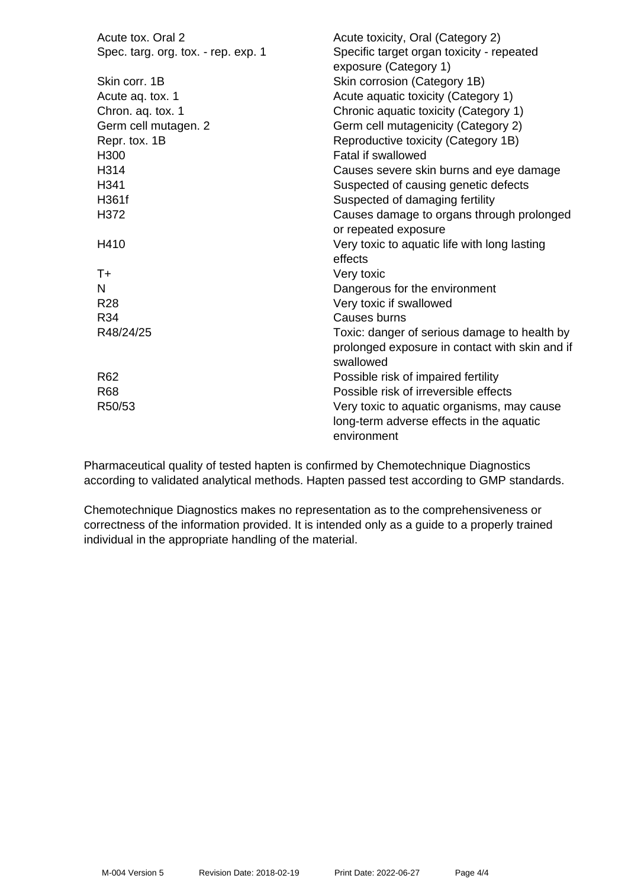| | |
|---|---|
| Acute tox. Oral 2 | Acute toxicity, Oral (Category 2) |
| Spec. targ. org. tox. - rep. exp. 1 | Specific target organ toxicity - repeated exposure (Category 1) |
| Skin corr. 1B | Skin corrosion (Category 1B) |
| Acute aq. tox. 1 | Acute aquatic toxicity (Category 1) |
| Chron. aq. tox. 1 | Chronic aquatic toxicity (Category 1) |
| Germ cell mutagen. 2 | Germ cell mutagenicity (Category 2) |
| Repr. tox. 1B | Reproductive toxicity (Category 1B) |
| H300 | Fatal if swallowed |
| H314 | Causes severe skin burns and eye damage |
| H341 | Suspected of causing genetic defects |
| H361f | Suspected of damaging fertility |
| H372 | Causes damage to organs through prolonged or repeated exposure |
| H410 | Very toxic to aquatic life with long lasting effects |
| T+ | Very toxic |
| N | Dangerous for the environment |
| R28 | Very toxic if swallowed |
| R34 | Causes burns |
| R48/24/25 | Toxic: danger of serious damage to health by prolonged exposure in contact with skin and if swallowed |
| R62 | Possible risk of impaired fertility |
| R68 | Possible risk of irreversible effects |
| R50/53 | Very toxic to aquatic organisms, may cause long-term adverse effects in the aquatic environment |

Pharmaceutical quality of tested hapten is confirmed by Chemotechnique Diagnostics according to validated analytical methods. Hapten passed test according to GMP standards.

Chemotechnique Diagnostics makes no representation as to the comprehensiveness or correctness of the information provided. It is intended only as a guide to a properly trained individual in the appropriate handling of the material.

M-004 Version 5 Revision Date: 2018-02-19 Print Date: 2022-06-27